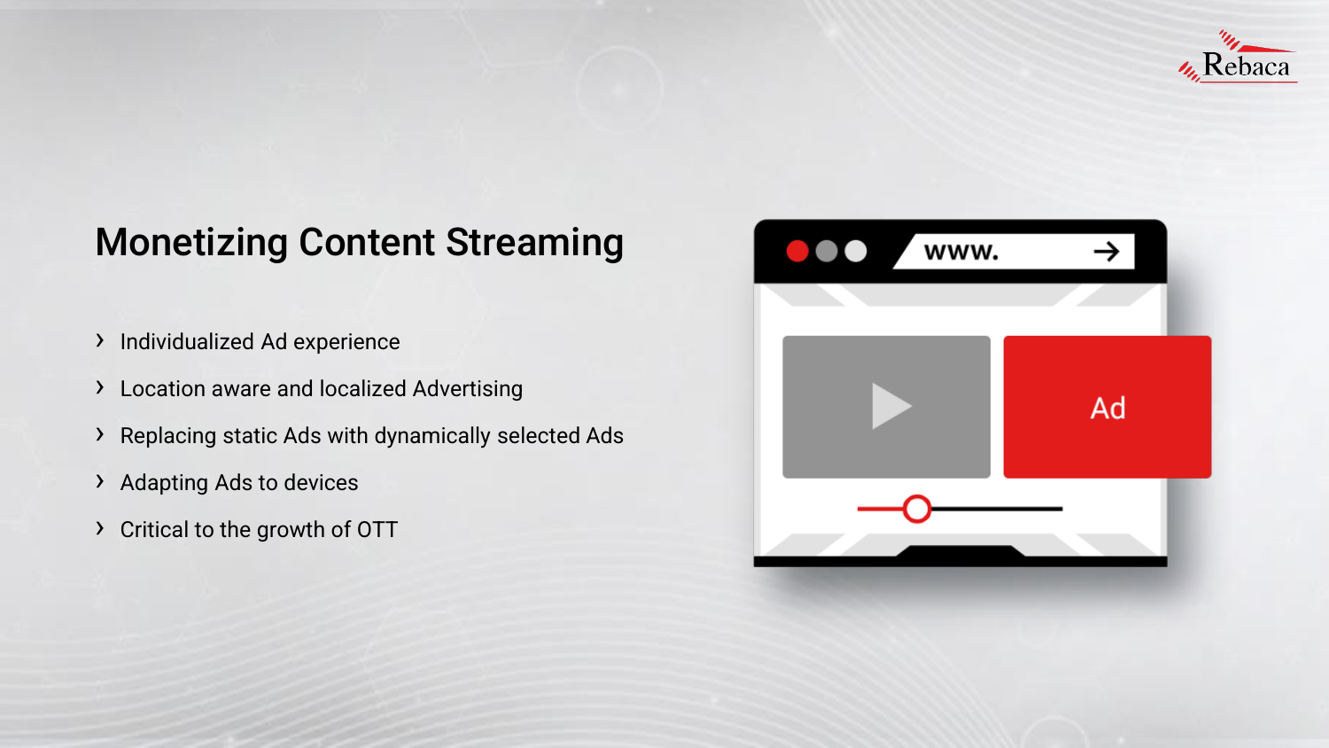# Monetizing Content Streaming

- Individualized Ad experience
- Location aware and localized Advertising
- Replacing static Ads with dynamically selected Ads
- Adapting Ads to devices
- Critical to the growth of OTT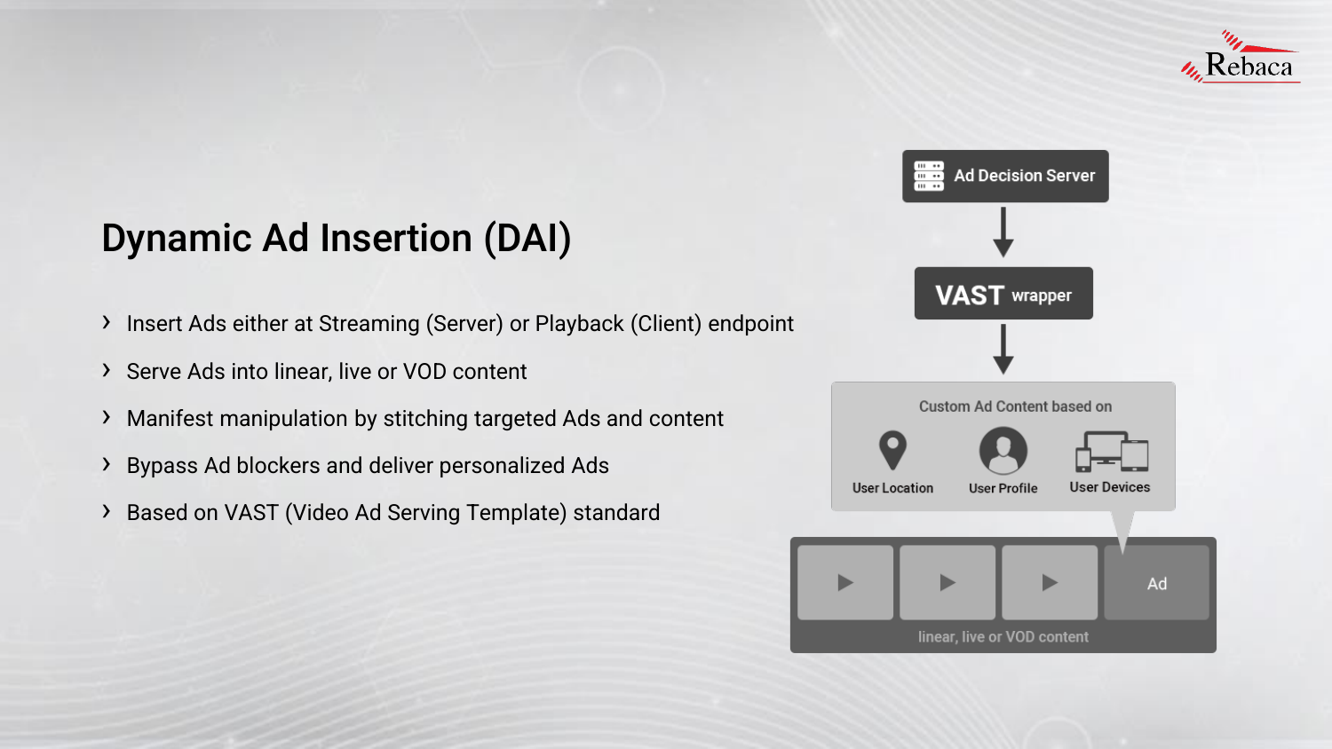# Dynamic Ad Insertion (DAI)

- Insert Ads either at Streaming (Server) or Playback (Client) endpoint
- Serve Ads into linear, live or VOD content
- Manifest manipulation by stitching targeted Ads and content
- Bypass Ad blockers and deliver personalized Ads
- Based on VAST (Video Ad Serving Template) standard

Ad Decision Server

VAST wrapper

Custom Ad Content based on

User Location

User Profile

User Devices

Ad

linear, live or VOD content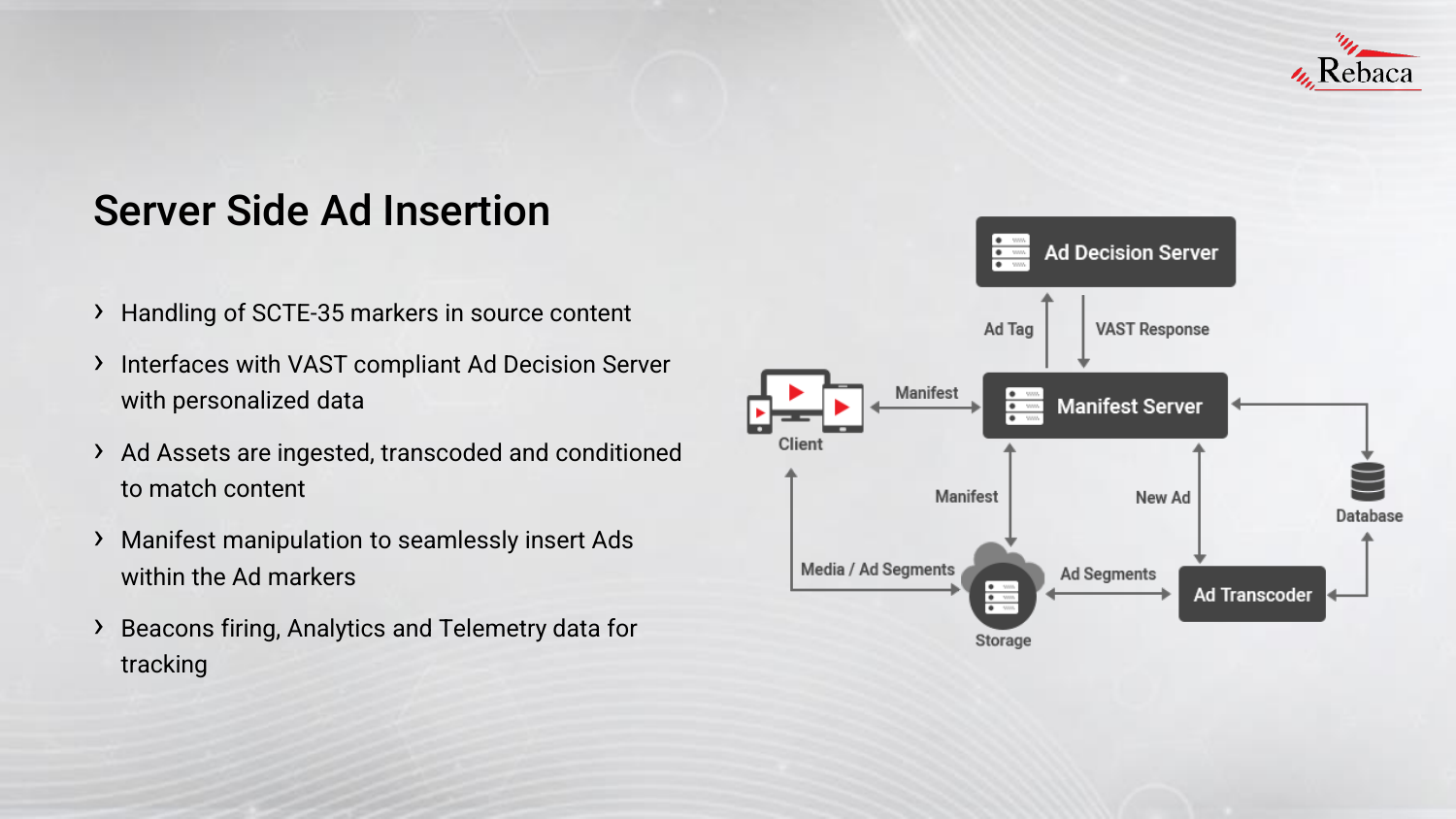# Server Side Ad Insertion

- Handling of SCTE-35 markers in source content
- Interfaces with VAST compliant Ad Decision Server with personalized data
- Ad Assets are ingested, transcoded and conditioned to match content
- Manifest manipulation to seamlessly insert Ads within the Ad markers
- Beacons firing, Analytics and Telemetry data for tracking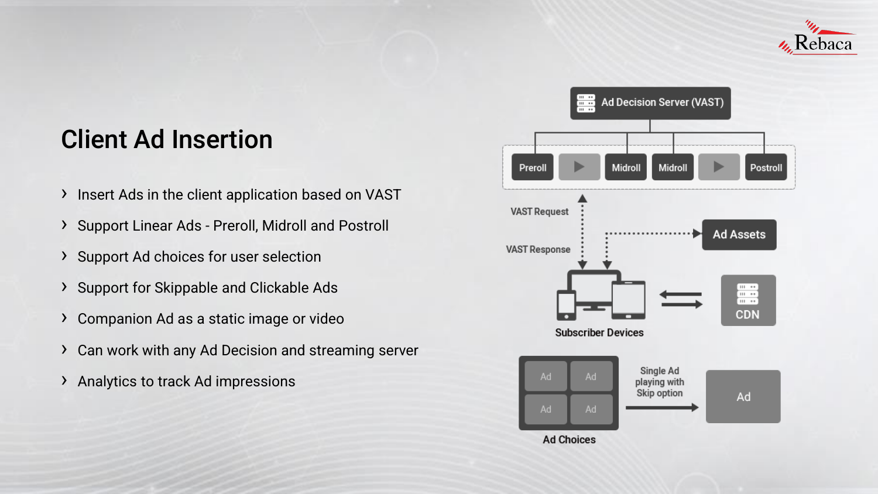# Client Ad Insertion

- Insert Ads in the client application based on VAST
- Support Linear Ads - Preroll, Midroll and Postroll
- Support Ad choices for user selection
- Support for Skippable and Clickable Ads
- Companion Ad as a static image or video
- Can work with any Ad Decision and streaming server
- Analytics to track Ad impressions

Ad Decision Server (VAST)

Preroll | Midroll | Midroll | Postroll

VAST Request

VAST Response

Ad Assets

Subscriber Devices

CDN

Ad Choices

Single Ad playing with Skip option

Ad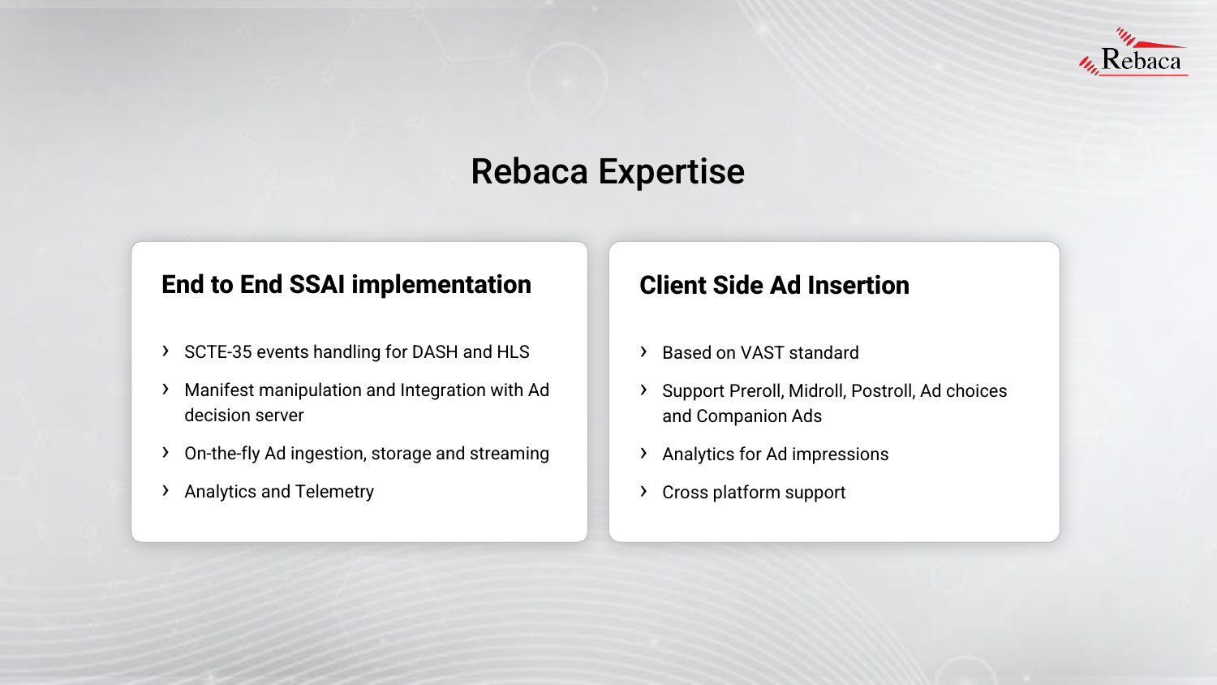# Rebaca Expertise

## End to End SSAI implementation

- SCTE-35 events handling for DASH and HLS
- Manifest manipulation and Integration with Ad decision server
- On-the-fly Ad ingestion, storage and streaming
- Analytics and Telemetry

## Client Side Ad Insertion

- Based on VAST standard
- Support Preroll, Midroll, Postroll, Ad choices and Companion Ads
- Analytics for Ad impressions
- Cross platform support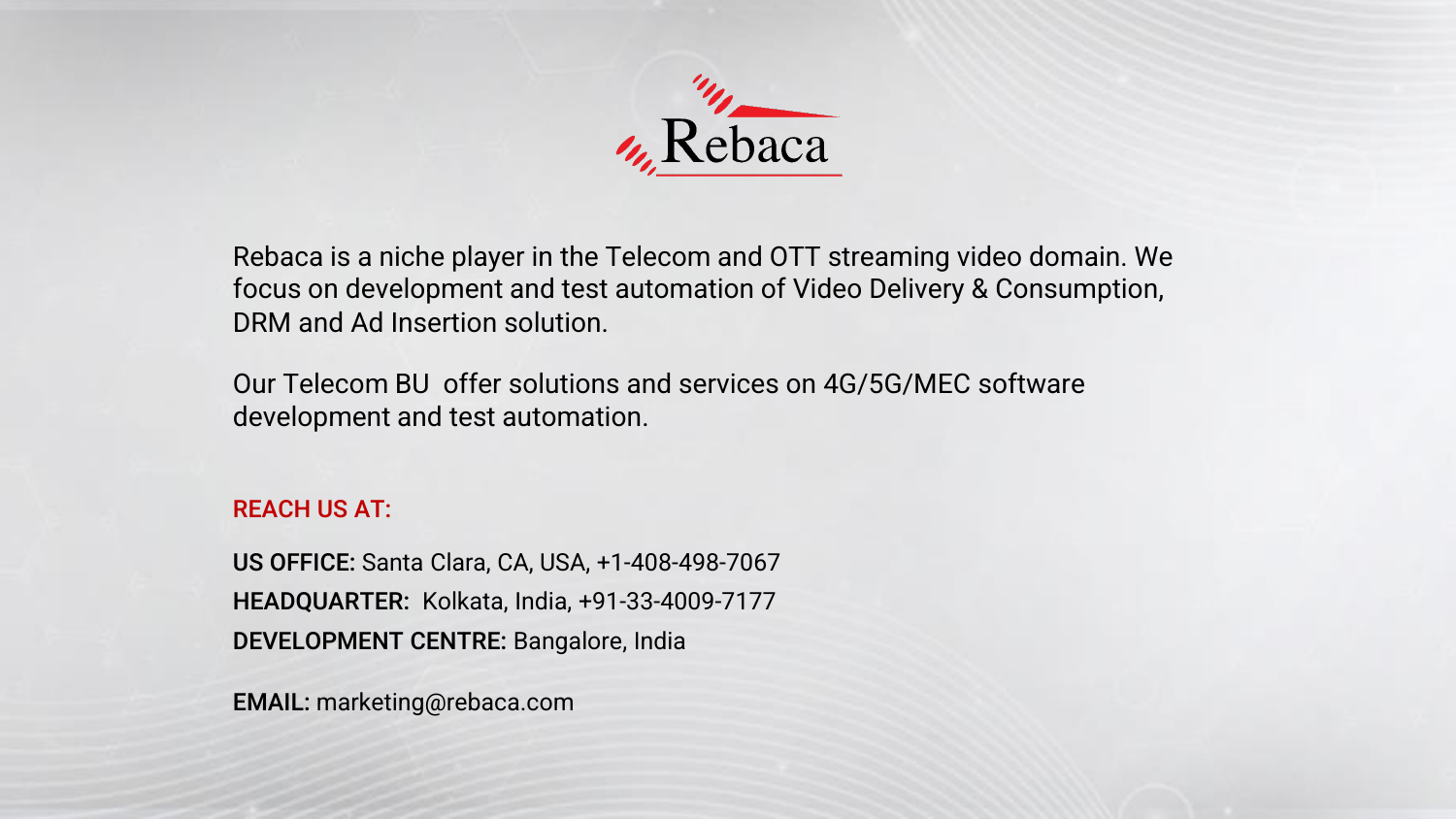# Rebaca

Rebaca is a niche player in the Telecom and OTT streaming video domain. We focus on development and test automation of Video Delivery & Consumption, DRM and Ad Insertion solution.

Our Telecom BU offer solutions and services on 4G/5G/MEC software development and test automation.

REACH US AT:

**US OFFICE:** Santa Clara, CA, USA, +1-408-498-7067

**HEADQUARTER:** Kolkata, India, +91-33-4009-7177

**DEVELOPMENT CENTRE:** Bangalore, India

**EMAIL:** marketing@rebaca.com